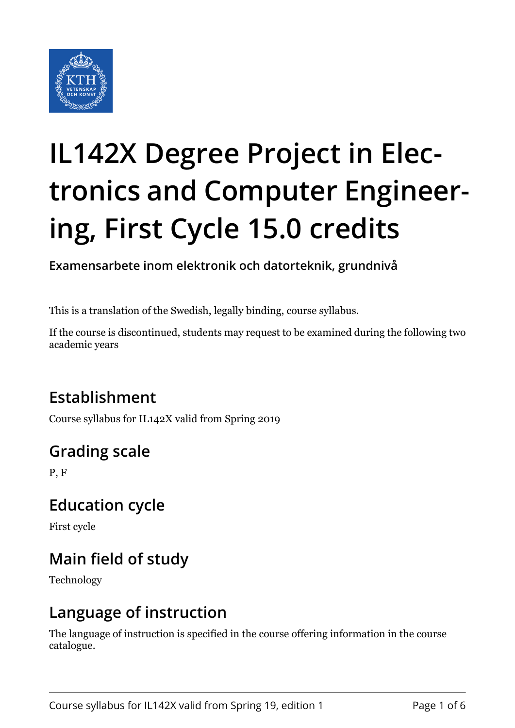# IL142X Degree Project in Electronics and Computer Engineering, First Cycle 15.0 credits

**Examensarbete inom elektronik och datorteknik, grundnivå**

This is a translation of the Swedish, legally binding, course syllabus.

If the course is discontinued, students may request to be examined during the following two academic years

## Establishment

Course syllabus for IL142X valid from Spring 2019

## Grading scale

P, F

## Education cycle

First cycle

## Main field of study

Technology

## Language of instruction

The language of instruction is specified in the course offering information in the course catalogue.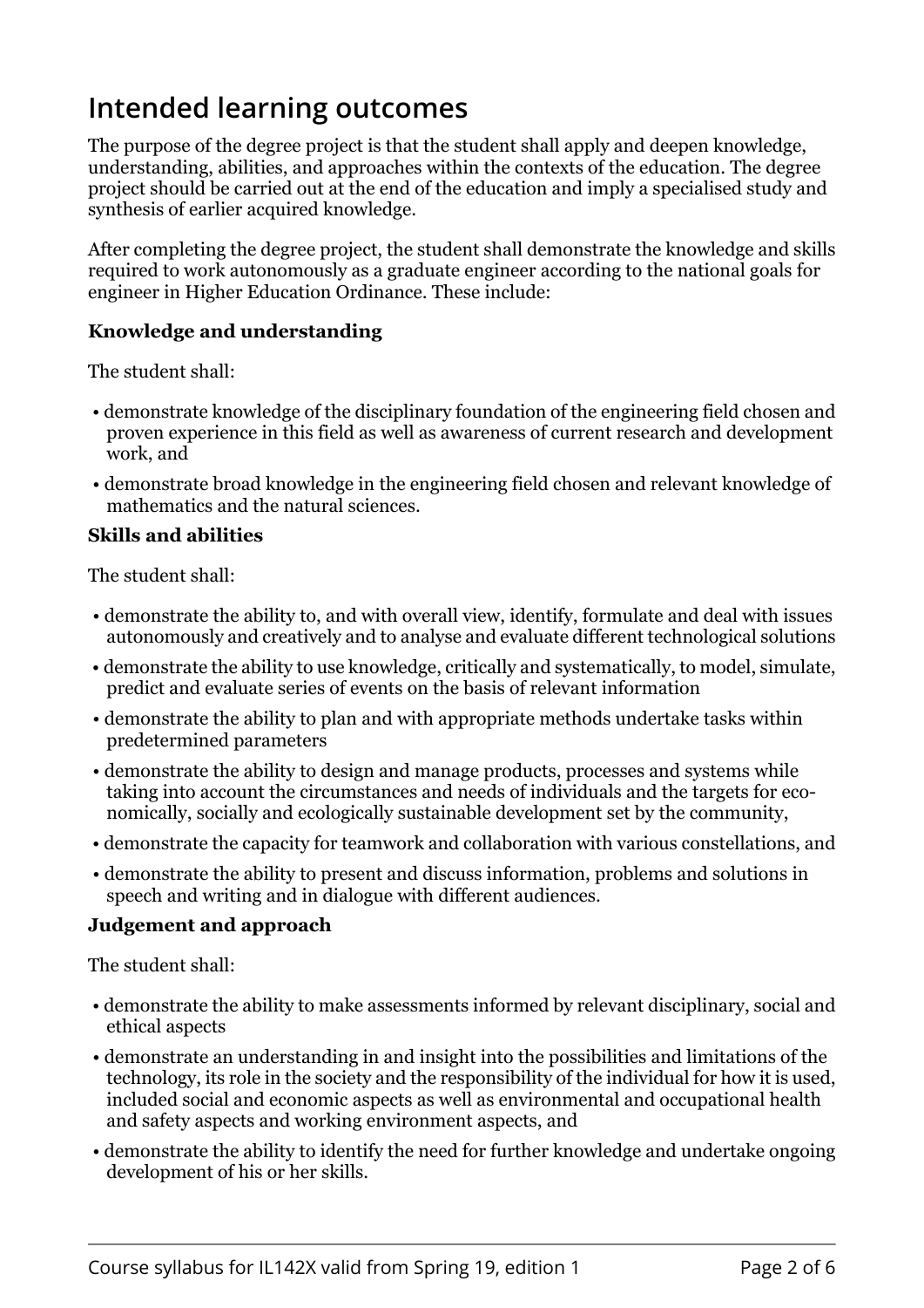## Intended learning outcomes

The purpose of the degree project is that the student shall apply and deepen knowledge, understanding, abilities, and approaches within the contexts of the education. The degree project should be carried out at the end of the education and imply a specialised study and synthesis of earlier acquired knowledge.

After completing the degree project, the student shall demonstrate the knowledge and skills required to work autonomously as a graduate engineer according to the national goals for engineer in Higher Education Ordinance. These include:

**Knowledge and understanding**

The student shall:

- demonstrate knowledge of the disciplinary foundation of the engineering field chosen and proven experience in this field as well as awareness of current research and development work, and
- demonstrate broad knowledge in the engineering field chosen and relevant knowledge of mathematics and the natural sciences.

**Skills and abilities**

The student shall:

- demonstrate the ability to, and with overall view, identify, formulate and deal with issues autonomously and creatively and to analyse and evaluate different technological solutions
- demonstrate the ability to use knowledge, critically and systematically, to model, simulate, predict and evaluate series of events on the basis of relevant information
- demonstrate the ability to plan and with appropriate methods undertake tasks within predetermined parameters
- demonstrate the ability to design and manage products, processes and systems while taking into account the circumstances and needs of individuals and the targets for economically, socially and ecologically sustainable development set by the community,
- demonstrate the capacity for teamwork and collaboration with various constellations, and
- demonstrate the ability to present and discuss information, problems and solutions in speech and writing and in dialogue with different audiences.

**Judgement and approach**

The student shall:

- demonstrate the ability to make assessments informed by relevant disciplinary, social and ethical aspects
- demonstrate an understanding in and insight into the possibilities and limitations of the technology, its role in the society and the responsibility of the individual for how it is used, included social and economic aspects as well as environmental and occupational health and safety aspects and working environment aspects, and
- demonstrate the ability to identify the need for further knowledge and undertake ongoing development of his or her skills.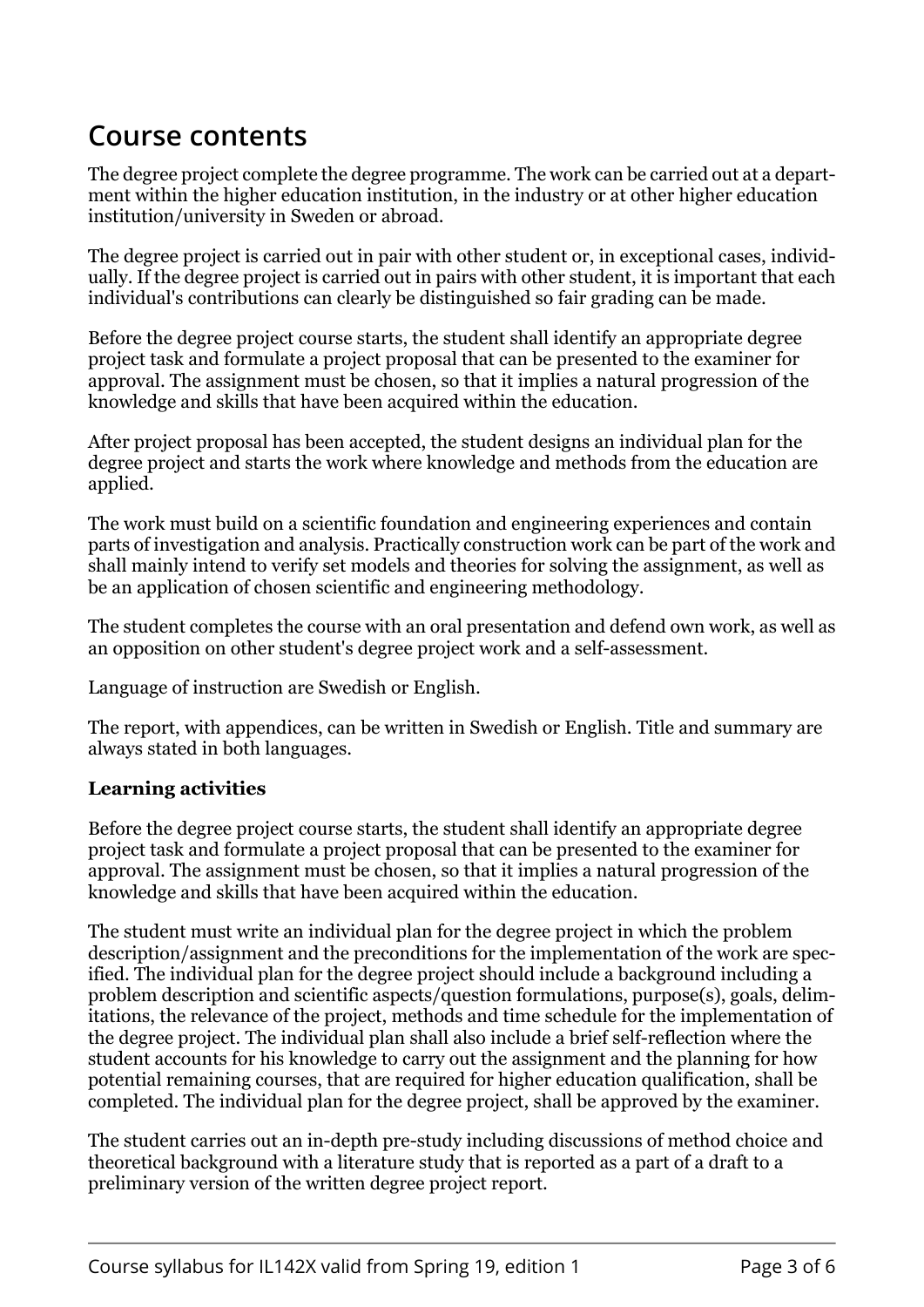## Course contents

The degree project complete the degree programme. The work can be carried out at a department within the higher education institution, in the industry or at other higher education institution/university in Sweden or abroad.

The degree project is carried out in pair with other student or, in exceptional cases, individually. If the degree project is carried out in pairs with other student, it is important that each individual's contributions can clearly be distinguished so fair grading can be made.

Before the degree project course starts, the student shall identify an appropriate degree project task and formulate a project proposal that can be presented to the examiner for approval. The assignment must be chosen, so that it implies a natural progression of the knowledge and skills that have been acquired within the education.

After project proposal has been accepted, the student designs an individual plan for the degree project and starts the work where knowledge and methods from the education are applied.

The work must build on a scientific foundation and engineering experiences and contain parts of investigation and analysis. Practically construction work can be part of the work and shall mainly intend to verify set models and theories for solving the assignment, as well as be an application of chosen scientific and engineering methodology.

The student completes the course with an oral presentation and defend own work, as well as an opposition on other student's degree project work and a self-assessment.

Language of instruction are Swedish or English.

The report, with appendices, can be written in Swedish or English. Title and summary are always stated in both languages.

**Learning activities**

Before the degree project course starts, the student shall identify an appropriate degree project task and formulate a project proposal that can be presented to the examiner for approval. The assignment must be chosen, so that it implies a natural progression of the knowledge and skills that have been acquired within the education.

The student must write an individual plan for the degree project in which the problem description/assignment and the preconditions for the implementation of the work are specified. The individual plan for the degree project should include a background including a problem description and scientific aspects/question formulations, purpose(s), goals, delimitations, the relevance of the project, methods and time schedule for the implementation of the degree project. The individual plan shall also include a brief self-reflection where the student accounts for his knowledge to carry out the assignment and the planning for how potential remaining courses, that are required for higher education qualification, shall be completed. The individual plan for the degree project, shall be approved by the examiner.

The student carries out an in-depth pre-study including discussions of method choice and theoretical background with a literature study that is reported as a part of a draft to a preliminary version of the written degree project report.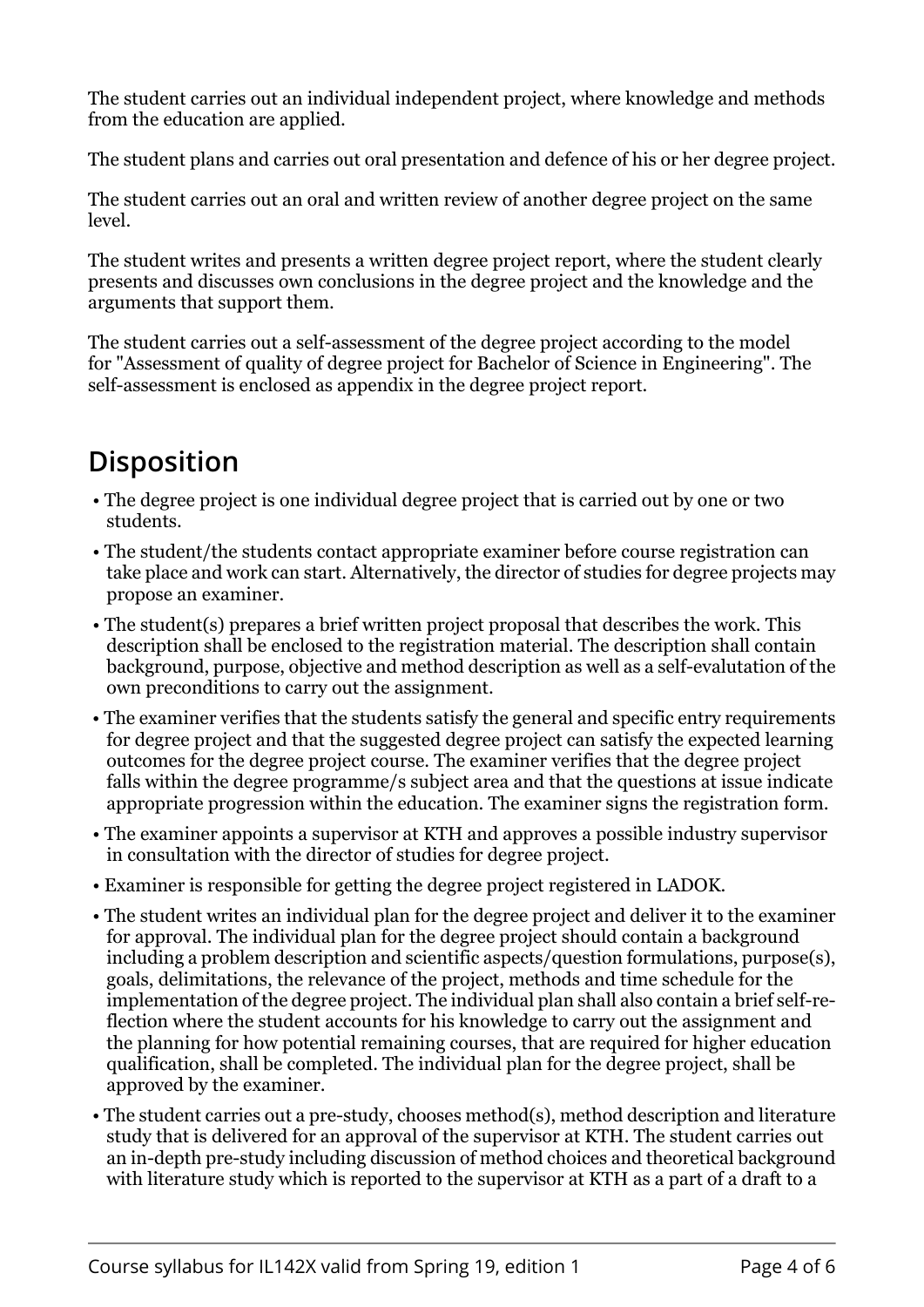The student carries out an individual independent project, where knowledge and methods from the education are applied.

The student plans and carries out oral presentation and defence of his or her degree project.

The student carries out an oral and written review of another degree project on the same level.

The student writes and presents a written degree project report, where the student clearly presents and discusses own conclusions in the degree project and the knowledge and the arguments that support them.

The student carries out a self-assessment of the degree project according to the model for "Assessment of quality of degree project for Bachelor of Science in Engineering". The self-assessment is enclosed as appendix in the degree project report.

## Disposition

- The degree project is one individual degree project that is carried out by one or two students.
- The student/the students contact appropriate examiner before course registration can take place and work can start. Alternatively, the director of studies for degree projects may propose an examiner.
- The student(s) prepares a brief written project proposal that describes the work. This description shall be enclosed to the registration material. The description shall contain background, purpose, objective and method description as well as a self-evalutation of the own preconditions to carry out the assignment.
- The examiner verifies that the students satisfy the general and specific entry requirements for degree project and that the suggested degree project can satisfy the expected learning outcomes for the degree project course. The examiner verifies that the degree project falls within the degree programme/s subject area and that the questions at issue indicate appropriate progression within the education. The examiner signs the registration form.
- The examiner appoints a supervisor at KTH and approves a possible industry supervisor in consultation with the director of studies for degree project.
- Examiner is responsible for getting the degree project registered in LADOK.
- The student writes an individual plan for the degree project and deliver it to the examiner for approval. The individual plan for the degree project should contain a background including a problem description and scientific aspects/question formulations, purpose(s), goals, delimitations, the relevance of the project, methods and time schedule for the implementation of the degree project. The individual plan shall also contain a brief self-reflection where the student accounts for his knowledge to carry out the assignment and the planning for how potential remaining courses, that are required for higher education qualification, shall be completed. The individual plan for the degree project, shall be approved by the examiner.
- The student carries out a pre-study, chooses method(s), method description and literature study that is delivered for an approval of the supervisor at KTH. The student carries out an in-depth pre-study including discussion of method choices and theoretical background with literature study which is reported to the supervisor at KTH as a part of a draft to a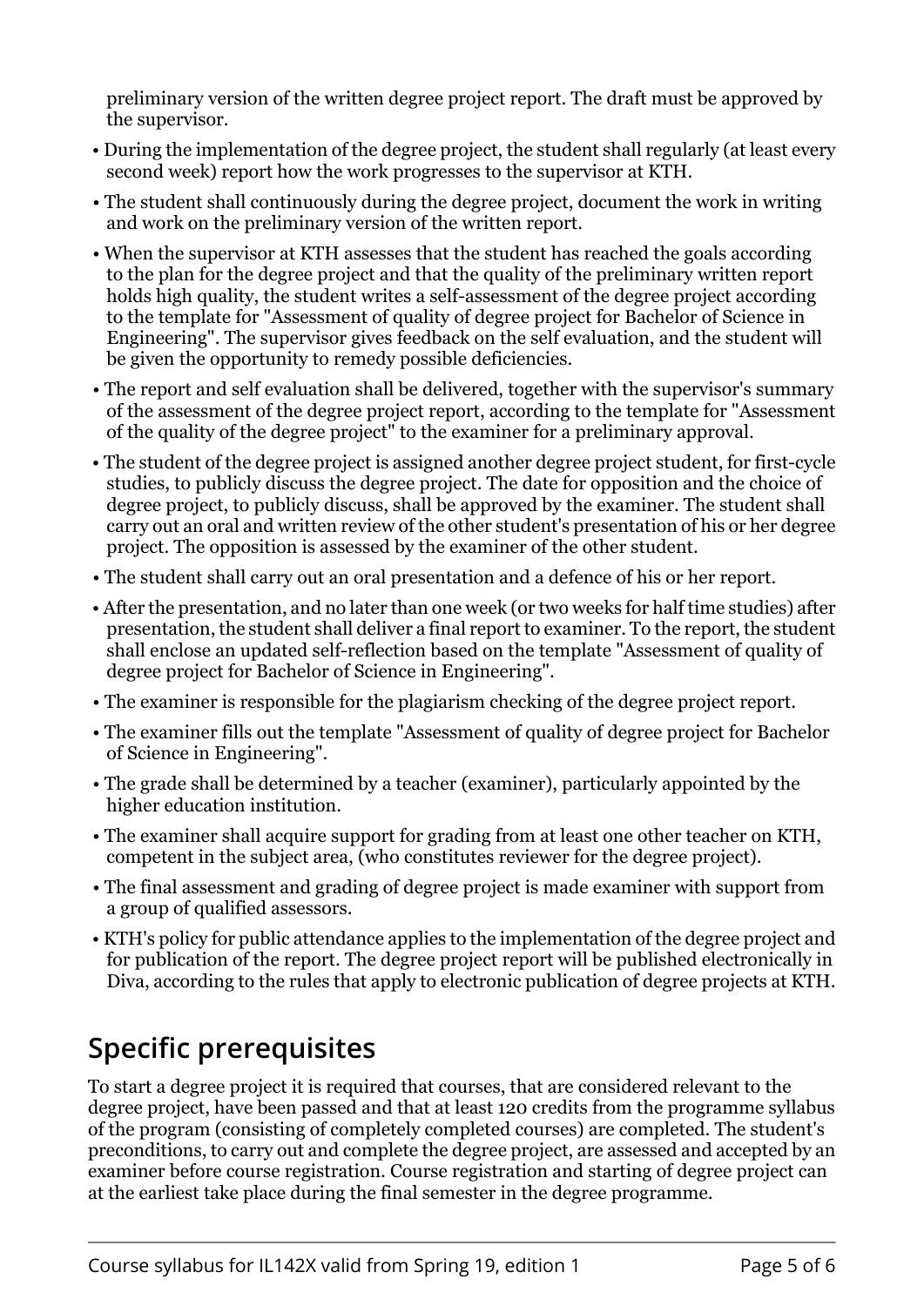preliminary version of the written degree project report. The draft must be approved by the supervisor.

- During the implementation of the degree project, the student shall regularly (at least every second week) report how the work progresses to the supervisor at KTH.
- The student shall continuously during the degree project, document the work in writing and work on the preliminary version of the written report.
- When the supervisor at KTH assesses that the student has reached the goals according to the plan for the degree project and that the quality of the preliminary written report holds high quality, the student writes a self-assessment of the degree project according to the template for "Assessment of quality of degree project for Bachelor of Science in Engineering". The supervisor gives feedback on the self evaluation, and the student will be given the opportunity to remedy possible deficiencies.
- The report and self evaluation shall be delivered, together with the supervisor's summary of the assessment of the degree project report, according to the template for "Assessment of the quality of the degree project" to the examiner for a preliminary approval.
- The student of the degree project is assigned another degree project student, for first-cycle studies, to publicly discuss the degree project. The date for opposition and the choice of degree project, to publicly discuss, shall be approved by the examiner. The student shall carry out an oral and written review of the other student's presentation of his or her degree project. The opposition is assessed by the examiner of the other student.
- The student shall carry out an oral presentation and a defence of his or her report.
- After the presentation, and no later than one week (or two weeks for half time studies) after presentation, the student shall deliver a final report to examiner. To the report, the student shall enclose an updated self-reflection based on the template "Assessment of quality of degree project for Bachelor of Science in Engineering".
- The examiner is responsible for the plagiarism checking of the degree project report.
- The examiner fills out the template "Assessment of quality of degree project for Bachelor of Science in Engineering".
- The grade shall be determined by a teacher (examiner), particularly appointed by the higher education institution.
- The examiner shall acquire support for grading from at least one other teacher on KTH, competent in the subject area, (who constitutes reviewer for the degree project).
- The final assessment and grading of degree project is made examiner with support from a group of qualified assessors.
- KTH's policy for public attendance applies to the implementation of the degree project and for publication of the report. The degree project report will be published electronically in Diva, according to the rules that apply to electronic publication of degree projects at KTH.

## Specific prerequisites

To start a degree project it is required that courses, that are considered relevant to the degree project, have been passed and that at least 120 credits from the programme syllabus of the program (consisting of completely completed courses) are completed. The student's preconditions, to carry out and complete the degree project, are assessed and accepted by an examiner before course registration. Course registration and starting of degree project can at the earliest take place during the final semester in the degree programme.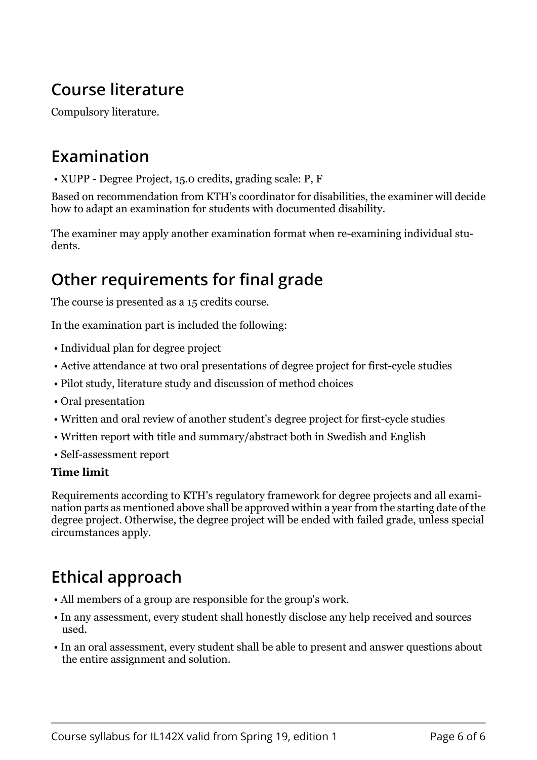## Course literature

Compulsory literature.

## Examination

- XUPP - Degree Project, 15.0 credits, grading scale: P, F

Based on recommendation from KTH's coordinator for disabilities, the examiner will decide how to adapt an examination for students with documented disability.

The examiner may apply another examination format when re-examining individual students.

## Other requirements for final grade

The course is presented as a 15 credits course.

In the examination part is included the following:

- Individual plan for degree project
- Active attendance at two oral presentations of degree project for first-cycle studies
- Pilot study, literature study and discussion of method choices
- Oral presentation
- Written and oral review of another student's degree project for first-cycle studies
- Written report with title and summary/abstract both in Swedish and English
- Self-assessment report

**Time limit**

Requirements according to KTH's regulatory framework for degree projects and all examination parts as mentioned above shall be approved within a year from the starting date of the degree project. Otherwise, the degree project will be ended with failed grade, unless special circumstances apply.

## Ethical approach

- All members of a group are responsible for the group's work.
- In any assessment, every student shall honestly disclose any help received and sources used.
- In an oral assessment, every student shall be able to present and answer questions about the entire assignment and solution.